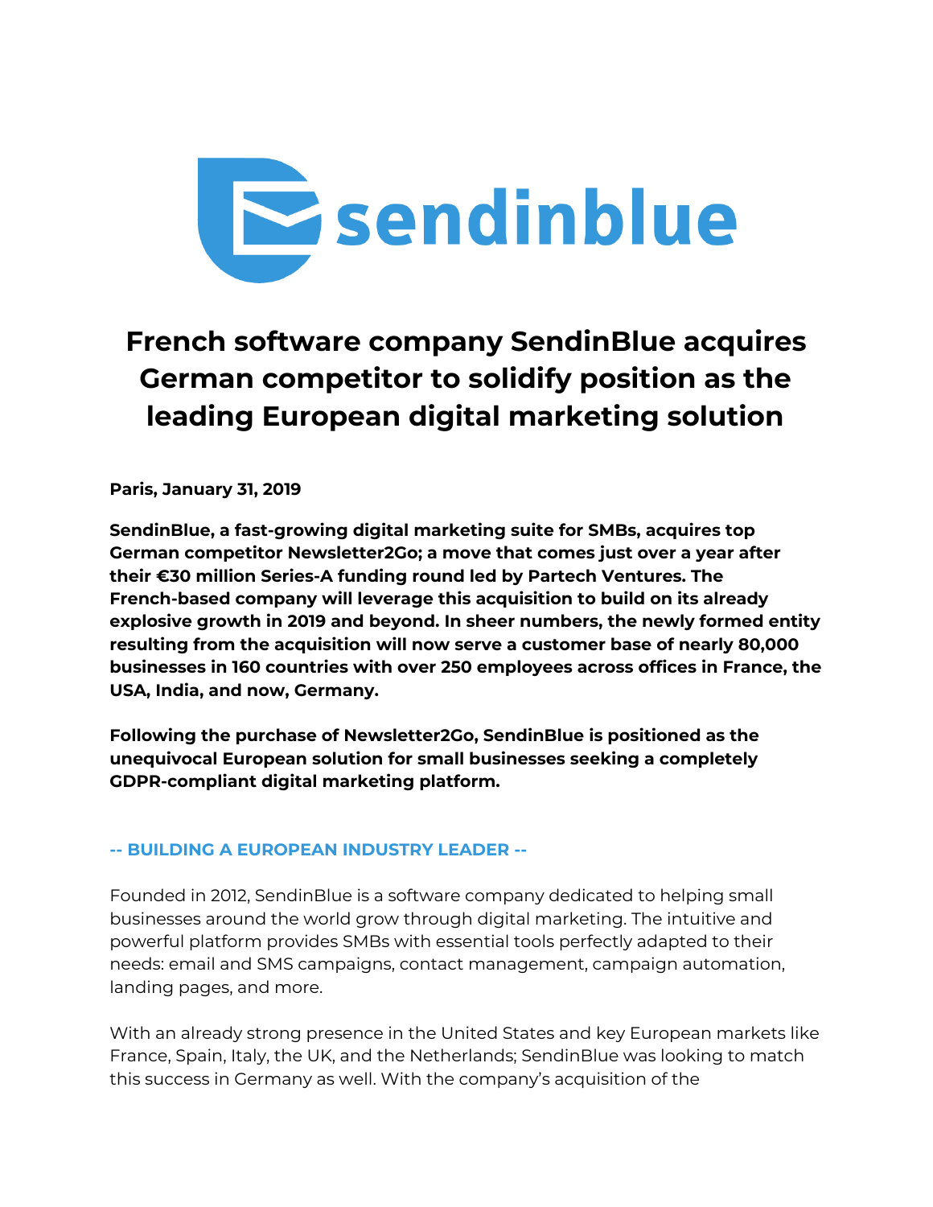# French software company SendinBlue acquires German competitor to solidify position as the leading European digital marketing solution

**Paris, January 31, 2019**

**SendinBlue, a fast-growing digital marketing suite for SMBs, acquires top German competitor Newsletter2Go; a move that comes just over a year after their €30 million Series-A funding round led by Partech Ventures. The French-based company will leverage this acquisition to build on its already explosive growth in 2019 and beyond. In sheer numbers, the newly formed entity resulting from the acquisition will now serve a customer base of nearly 80,000 businesses in 160 countries with over 250 employees across offices in France, the USA, India, and now, Germany.**

**Following the purchase of Newsletter2Go, SendinBlue is positioned as the unequivocal European solution for small businesses seeking a completely GDPR-compliant digital marketing platform.**

## -- BUILDING A EUROPEAN INDUSTRY LEADER --

Founded in 2012, SendinBlue is a software company dedicated to helping small businesses around the world grow through digital marketing. The intuitive and powerful platform provides SMBs with essential tools perfectly adapted to their needs: email and SMS campaigns, contact management, campaign automation, landing pages, and more.

With an already strong presence in the United States and key European markets like France, Spain, Italy, the UK, and the Netherlands; SendinBlue was looking to match this success in Germany as well. With the company's acquisition of the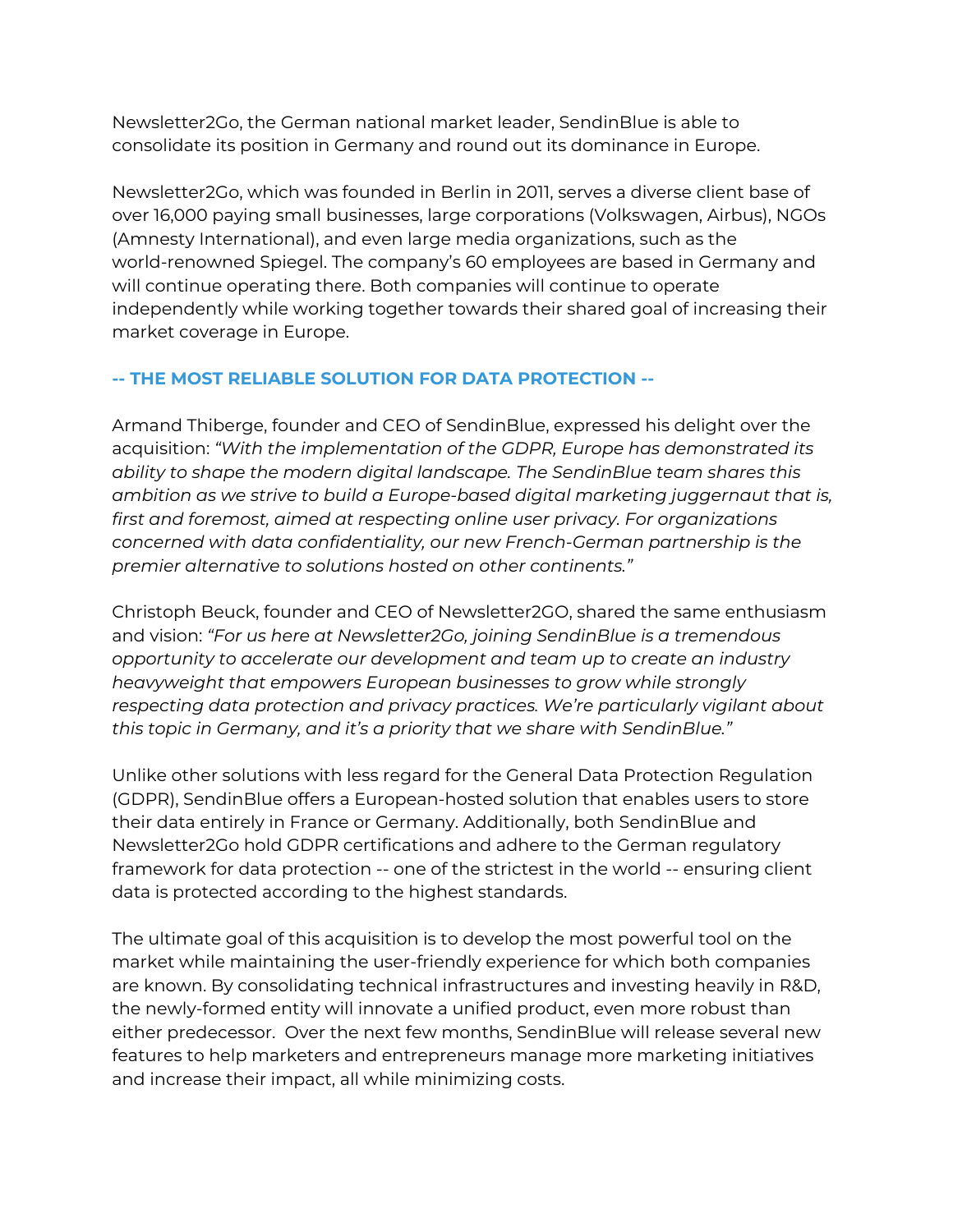Newsletter2Go, the German national market leader, SendinBlue is able to consolidate its position in Germany and round out its dominance in Europe.

Newsletter2Go, which was founded in Berlin in 2011, serves a diverse client base of over 16,000 paying small businesses, large corporations (Volkswagen, Airbus), NGOs (Amnesty International), and even large media organizations, such as the world-renowned Spiegel. The company's 60 employees are based in Germany and will continue operating there. Both companies will continue to operate independently while working together towards their shared goal of increasing their market coverage in Europe.

## -- THE MOST RELIABLE SOLUTION FOR DATA PROTECTION --

Armand Thiberge, founder and CEO of SendinBlue, expressed his delight over the acquisition: *"With the implementation of the GDPR, Europe has demonstrated its ability to shape the modern digital landscape. The SendinBlue team shares this ambition as we strive to build a Europe-based digital marketing juggernaut that is, first and foremost, aimed at respecting online user privacy. For organizations concerned with data confidentiality, our new French-German partnership is the premier alternative to solutions hosted on other continents."*

Christoph Beuck, founder and CEO of Newsletter2GO, shared the same enthusiasm and vision: *"For us here at Newsletter2Go, joining SendinBlue is a tremendous opportunity to accelerate our development and team up to create an industry heavyweight that empowers European businesses to grow while strongly respecting data protection and privacy practices. We're particularly vigilant about this topic in Germany, and it's a priority that we share with SendinBlue."*

Unlike other solutions with less regard for the General Data Protection Regulation (GDPR), SendinBlue offers a European-hosted solution that enables users to store their data entirely in France or Germany. Additionally, both SendinBlue and Newsletter2Go hold GDPR certifications and adhere to the German regulatory framework for data protection -- one of the strictest in the world -- ensuring client data is protected according to the highest standards.

The ultimate goal of this acquisition is to develop the most powerful tool on the market while maintaining the user-friendly experience for which both companies are known. By consolidating technical infrastructures and investing heavily in R&D, the newly-formed entity will innovate a unified product, even more robust than either predecessor. Over the next few months, SendinBlue will release several new features to help marketers and entrepreneurs manage more marketing initiatives and increase their impact, all while minimizing costs.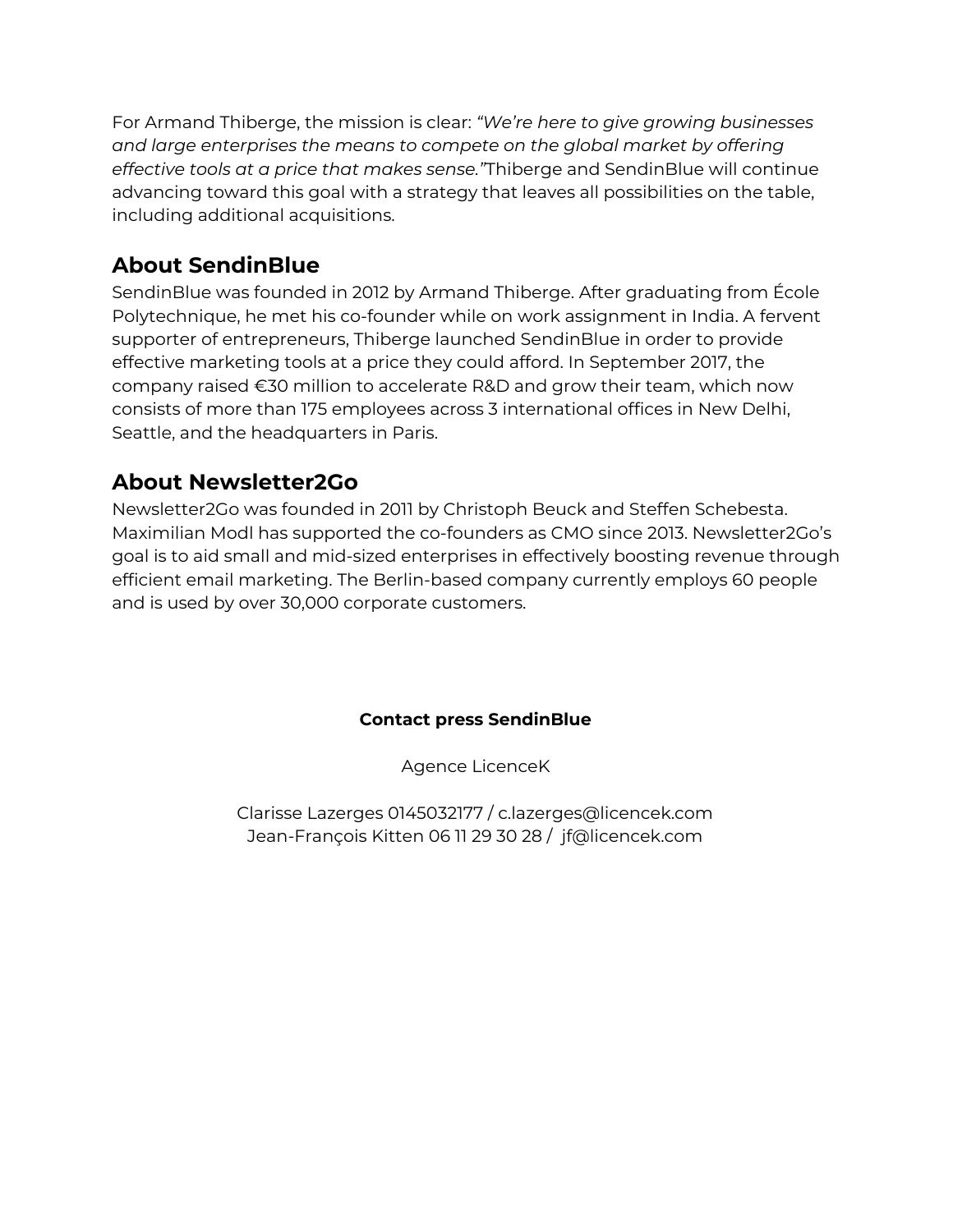For Armand Thiberge, the mission is clear: *"We're here to give growing businesses and large enterprises the means to compete on the global market by offering effective tools at a price that makes sense."* Thiberge and SendinBlue will continue advancing toward this goal with a strategy that leaves all possibilities on the table, including additional acquisitions.

## About SendinBlue

SendinBlue was founded in 2012 by Armand Thiberge. After graduating from École Polytechnique, he met his co-founder while on work assignment in India. A fervent supporter of entrepreneurs, Thiberge launched SendinBlue in order to provide effective marketing tools at a price they could afford. In September 2017, the company raised €30 million to accelerate R&D and grow their team, which now consists of more than 175 employees across 3 international offices in New Delhi, Seattle, and the headquarters in Paris.

## About Newsletter2Go

Newsletter2Go was founded in 2011 by Christoph Beuck and Steffen Schebesta. Maximilian Modl has supported the co-founders as CMO since 2013. Newsletter2Go's goal is to aid small and mid-sized enterprises in effectively boosting revenue through efficient email marketing. The Berlin-based company currently employs 60 people and is used by over 30,000 corporate customers.

**Contact press SendinBlue**

Agence LicenceK

Clarisse Lazerges 0145032177 / c.lazerges@licencek.com
Jean-François Kitten 06 11 29 30 28 / jf@licencek.com